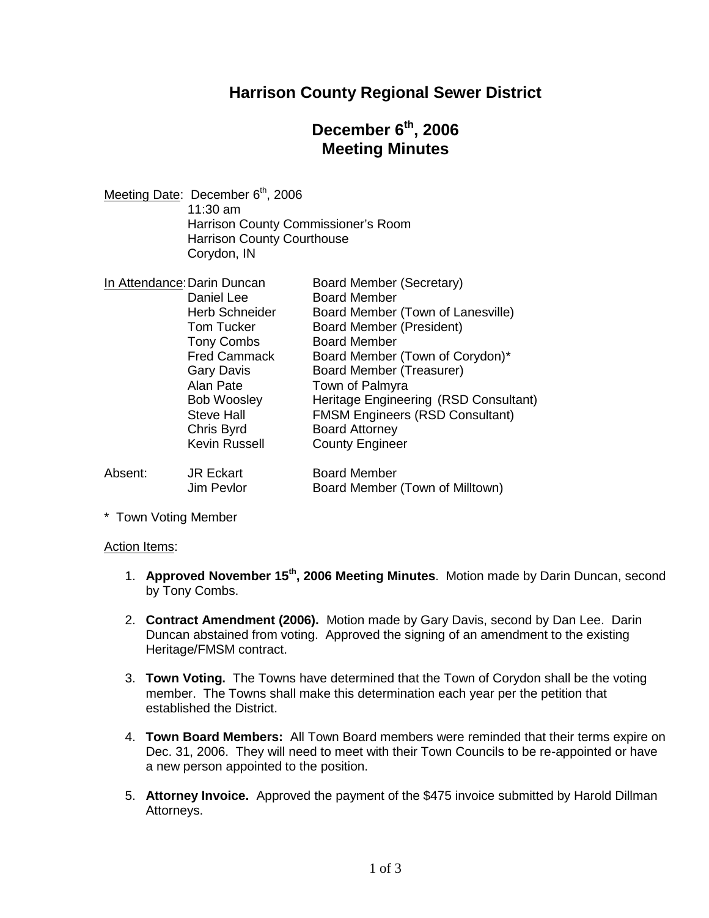# Harrison County Regional Sewer District

## December 6th, 2006
## Meeting Minutes

Meeting Date: December 6th, 2006
11:30 am
Harrison County Commissioner's Room
Harrison County Courthouse
Corydon, IN

In Attendance:

| Name | Role |
|---|---|
| Darin Duncan | Board Member (Secretary) |
| Daniel Lee | Board Member |
| Herb Schneider | Board Member (Town of Lanesville) |
| Tom Tucker | Board Member (President) |
| Tony Combs | Board Member |
| Fred Cammack | Board Member (Town of Corydon)* |
| Gary Davis | Board Member (Treasurer) |
| Alan Pate | Town of Palmyra |
| Bob Woosley | Heritage Engineering (RSD Consultant) |
| Steve Hall | FMSM Engineers (RSD Consultant) |
| Chris Byrd | Board Attorney |
| Kevin Russell | County Engineer |

Absent:

| Name | Role |
|---|---|
| JR Eckart | Board Member |
| Jim Pevlor | Board Member (Town of Milltown) |

\* Town Voting Member

Action Items:

1. **Approved November 15th, 2006 Meeting Minutes**. Motion made by Darin Duncan, second by Tony Combs.

2. **Contract Amendment (2006).** Motion made by Gary Davis, second by Dan Lee. Darin Duncan abstained from voting. Approved the signing of an amendment to the existing Heritage/FMSM contract.

3. **Town Voting.** The Towns have determined that the Town of Corydon shall be the voting member. The Towns shall make this determination each year per the petition that established the District.

4. **Town Board Members:** All Town Board members were reminded that their terms expire on Dec. 31, 2006. They will need to meet with their Town Councils to be re-appointed or have a new person appointed to the position.

5. **Attorney Invoice.** Approved the payment of the $475 invoice submitted by Harold Dillman Attorneys.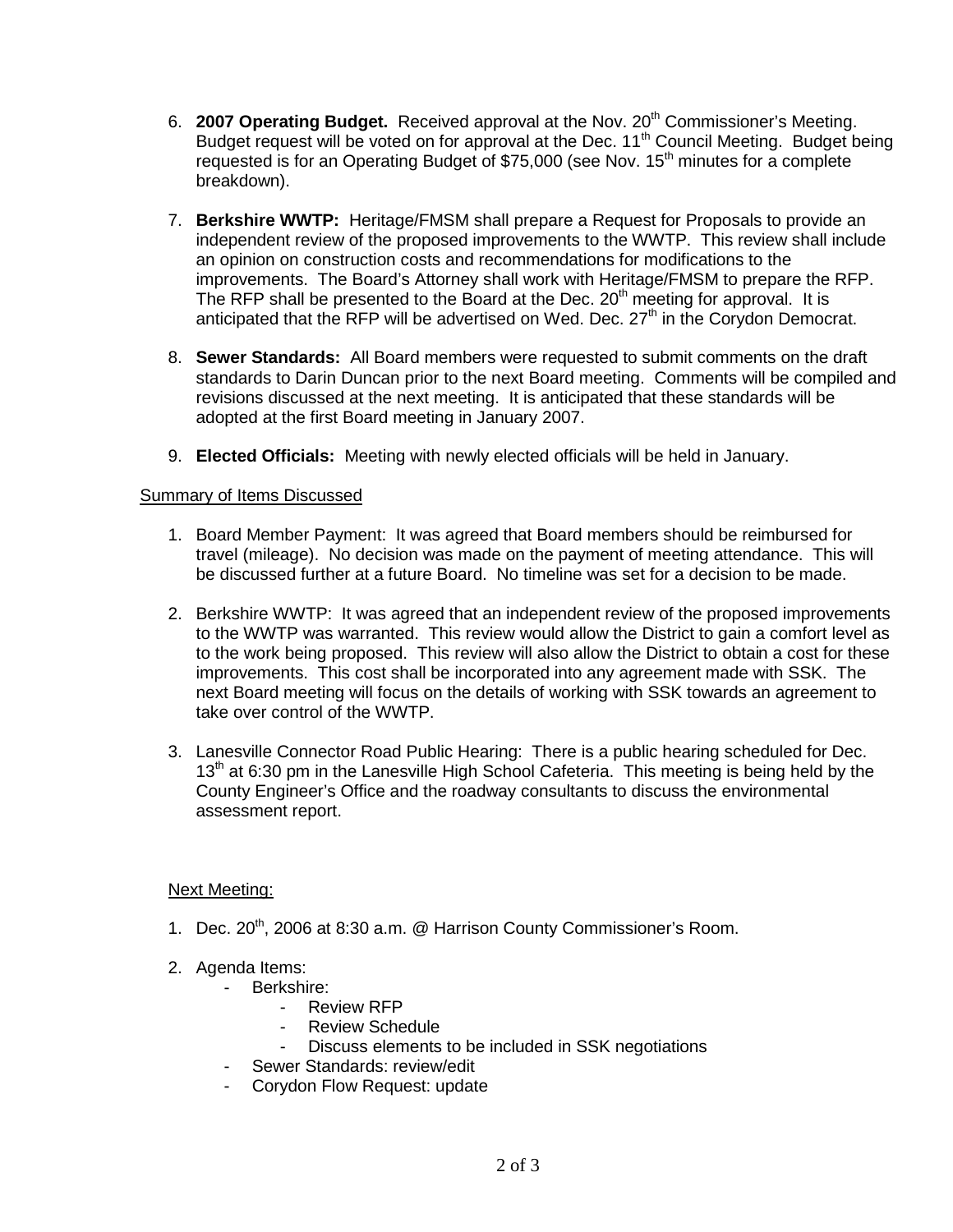6. **2007 Operating Budget.** Received approval at the Nov. 20th Commissioner's Meeting. Budget request will be voted on for approval at the Dec. 11th Council Meeting. Budget being requested is for an Operating Budget of $75,000 (see Nov. 15th minutes for a complete breakdown).

7. **Berkshire WWTP:** Heritage/FMSM shall prepare a Request for Proposals to provide an independent review of the proposed improvements to the WWTP. This review shall include an opinion on construction costs and recommendations for modifications to the improvements. The Board's Attorney shall work with Heritage/FMSM to prepare the RFP. The RFP shall be presented to the Board at the Dec. 20th meeting for approval. It is anticipated that the RFP will be advertised on Wed. Dec. 27th in the Corydon Democrat.

8. **Sewer Standards:** All Board members were requested to submit comments on the draft standards to Darin Duncan prior to the next Board meeting. Comments will be compiled and revisions discussed at the next meeting. It is anticipated that these standards will be adopted at the first Board meeting in January 2007.

9. **Elected Officials:** Meeting with newly elected officials will be held in January.

<u>Summary of Items Discussed</u>

1. Board Member Payment: It was agreed that Board members should be reimbursed for travel (mileage). No decision was made on the payment of meeting attendance. This will be discussed further at a future Board. No timeline was set for a decision to be made.

2. Berkshire WWTP: It was agreed that an independent review of the proposed improvements to the WWTP was warranted. This review would allow the District to gain a comfort level as to the work being proposed. This review will also allow the District to obtain a cost for these improvements. This cost shall be incorporated into any agreement made with SSK. The next Board meeting will focus on the details of working with SSK towards an agreement to take over control of the WWTP.

3. Lanesville Connector Road Public Hearing: There is a public hearing scheduled for Dec. 13th at 6:30 pm in the Lanesville High School Cafeteria. This meeting is being held by the County Engineer's Office and the roadway consultants to discuss the environmental assessment report.

<u>Next Meeting:</u>

1. Dec. 20th, 2006 at 8:30 a.m. @ Harrison County Commissioner's Room.

2. Agenda Items:
   - Berkshire:
     - Review RFP
     - Review Schedule
     - Discuss elements to be included in SSK negotiations
   - Sewer Standards: review/edit
   - Corydon Flow Request: update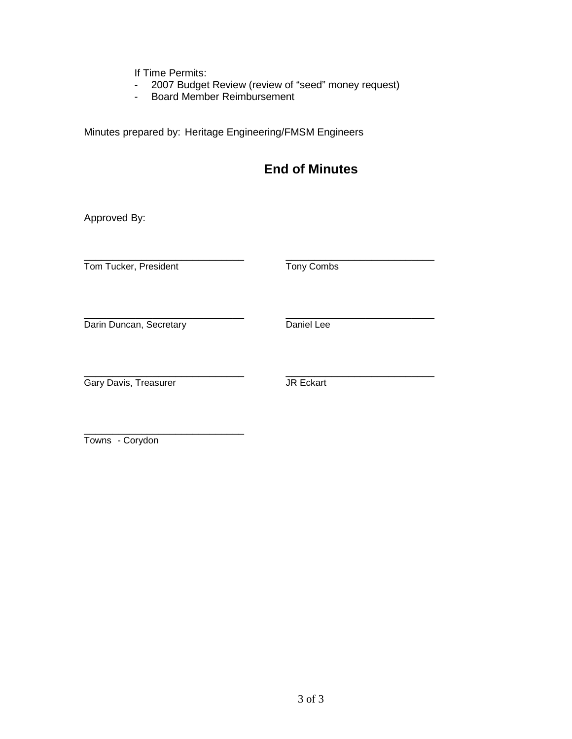If Time Permits:

- 2007 Budget Review (review of "seed" money request)
- Board Member Reimbursement

Minutes prepared by: Heritage Engineering/FMSM Engineers

## End of Minutes

Approved By:

______________________________
Tom Tucker, President

______________________________
Tony Combs

______________________________
Darin Duncan, Secretary

______________________________
Daniel Lee

______________________________
Gary Davis, Treasurer

______________________________
JR Eckart

______________________________
Towns - Corydon